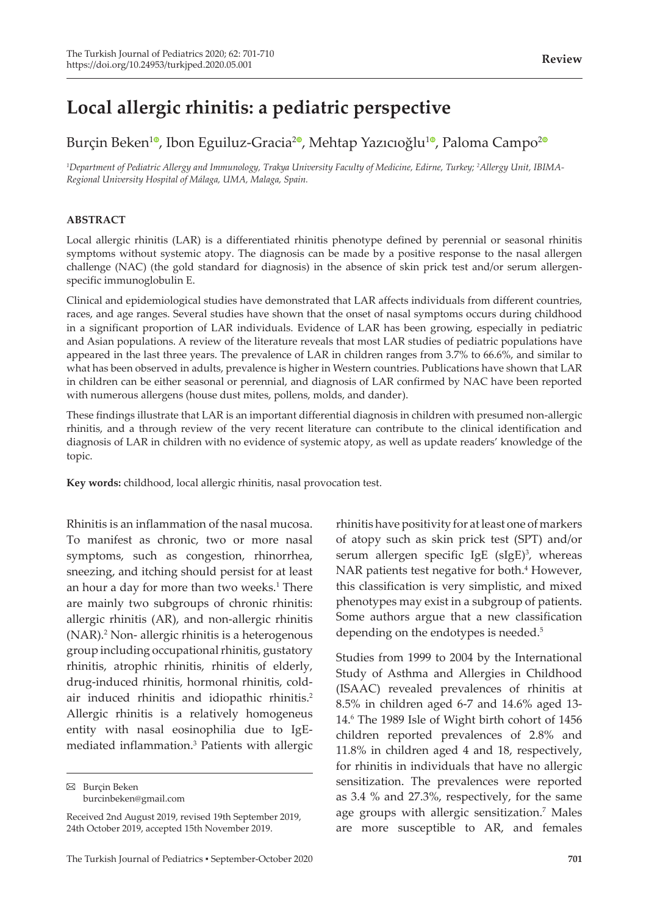# Local allergic rhinitis: a pediatric perspective

Burçin Beken[1], Ibon Eguiluz-Gracia[2], Mehtap Yazıcıoğlu[1], Paloma Campo[2]

[1]Department of Pediatric Allergy and Immunology, Trakya University Faculty of Medicine, Edirne, Turkey; [2]Allergy Unit, IBIMA-Regional University Hospital of Málaga, UMA, Malaga, Spain.

## ABSTRACT

Local allergic rhinitis (LAR) is a differentiated rhinitis phenotype defined by perennial or seasonal rhinitis symptoms without systemic atopy. The diagnosis can be made by a positive response to the nasal allergen challenge (NAC) (the gold standard for diagnosis) in the absence of skin prick test and/or serum allergen-specific immunoglobulin E.

Clinical and epidemiological studies have demonstrated that LAR affects individuals from different countries, races, and age ranges. Several studies have shown that the onset of nasal symptoms occurs during childhood in a significant proportion of LAR individuals. Evidence of LAR has been growing, especially in pediatric and Asian populations. A review of the literature reveals that most LAR studies of pediatric populations have appeared in the last three years. The prevalence of LAR in children ranges from 3.7% to 66.6%, and similar to what has been observed in adults, prevalence is higher in Western countries. Publications have shown that LAR in children can be either seasonal or perennial, and diagnosis of LAR confirmed by NAC have been reported with numerous allergens (house dust mites, pollens, molds, and dander).

These findings illustrate that LAR is an important differential diagnosis in children with presumed non-allergic rhinitis, and a through review of the very recent literature can contribute to the clinical identification and diagnosis of LAR in children with no evidence of systemic atopy, as well as update readers' knowledge of the topic.

**Key words:** childhood, local allergic rhinitis, nasal provocation test.

Rhinitis is an inflammation of the nasal mucosa. To manifest as chronic, two or more nasal symptoms, such as congestion, rhinorrhea, sneezing, and itching should persist for at least an hour a day for more than two weeks.[1] There are mainly two subgroups of chronic rhinitis: allergic rhinitis (AR), and non-allergic rhinitis (NAR).[2] Non- allergic rhinitis is a heterogenous group including occupational rhinitis, gustatory rhinitis, atrophic rhinitis, rhinitis of elderly, drug-induced rhinitis, hormonal rhinitis, cold-air induced rhinitis and idiopathic rhinitis.[2] Allergic rhinitis is a relatively homogeneus entity with nasal eosinophilia due to IgE-mediated inflammation.[3] Patients with allergic rhinitis have positivity for at least one of markers of atopy such as skin prick test (SPT) and/or serum allergen specific IgE (sIgE)[3], whereas NAR patients test negative for both.[4] However, this classification is very simplistic, and mixed phenotypes may exist in a subgroup of patients. Some authors argue that a new classification depending on the endotypes is needed.[5]

Studies from 1999 to 2004 by the International Study of Asthma and Allergies in Childhood (ISAAC) revealed prevalences of rhinitis at 8.5% in children aged 6-7 and 14.6% aged 13-14.[6] The 1989 Isle of Wight birth cohort of 1456 children reported prevalences of 2.8% and 11.8% in children aged 4 and 18, respectively, for rhinitis in individuals that have no allergic sensitization. The prevalences were reported as 3.4 % and 27.3%, respectively, for the same age groups with allergic sensitization.[7] Males are more susceptible to AR, and females

✉ Burçin Beken
burcinbeken@gmail.com

Received 2nd August 2019, revised 19th September 2019, 24th October 2019, accepted 15th November 2019.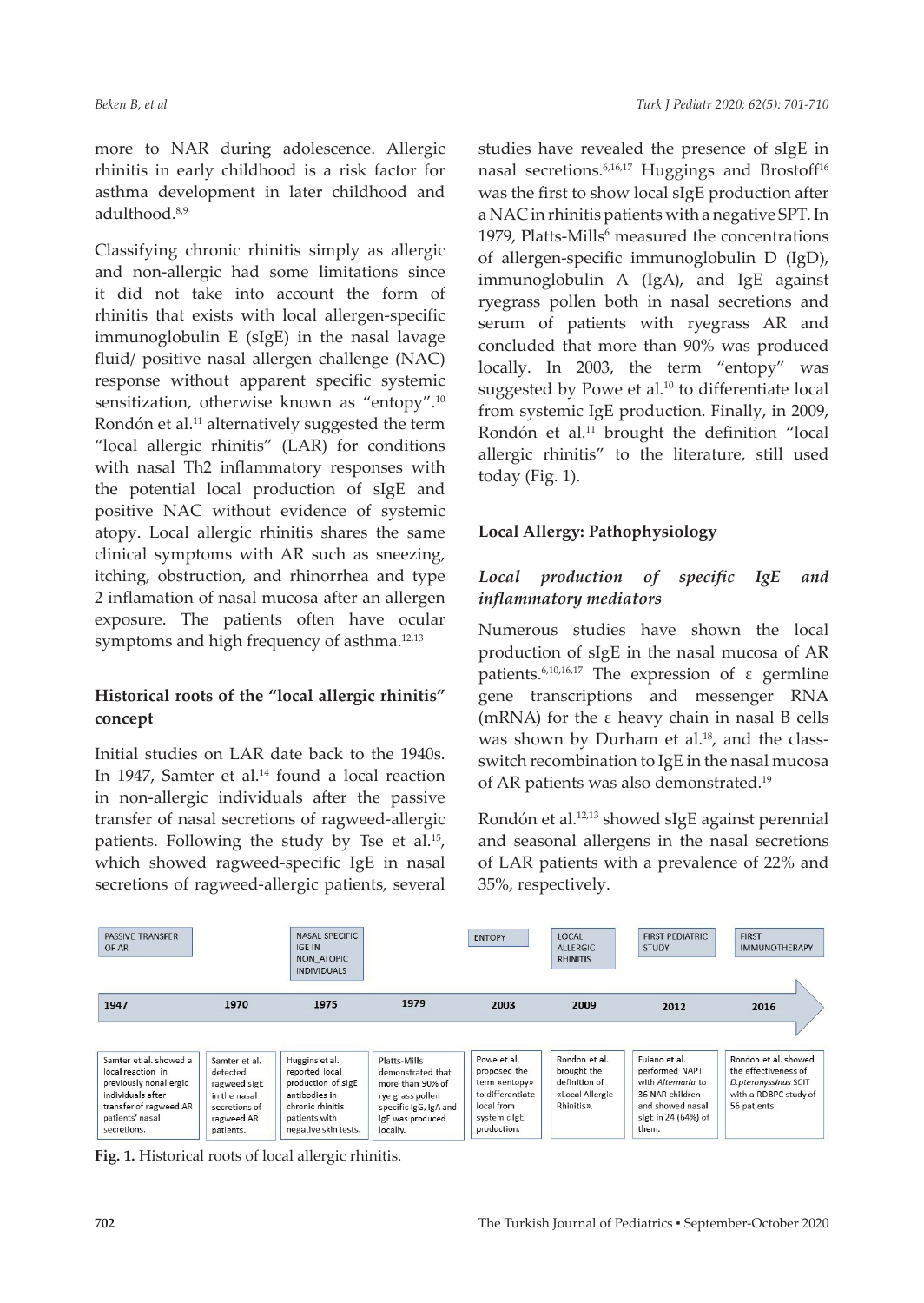more to NAR during adolescence. Allergic rhinitis in early childhood is a risk factor for asthma development in later childhood and adulthood.[8,9]

Classifying chronic rhinitis simply as allergic and non-allergic had some limitations since it did not take into account the form of rhinitis that exists with local allergen-specific immunoglobulin E (sIgE) in the nasal lavage fluid/ positive nasal allergen challenge (NAC) response without apparent specific systemic sensitization, otherwise known as "entopy".[10] Rondón et al.[11] alternatively suggested the term "local allergic rhinitis" (LAR) for conditions with nasal Th2 inflammatory responses with the potential local production of sIgE and positive NAC without evidence of systemic atopy. Local allergic rhinitis shares the same clinical symptoms with AR such as sneezing, itching, obstruction, and rhinorrhea and type 2 inflamation of nasal mucosa after an allergen exposure. The patients often have ocular symptoms and high frequency of asthma.[12,13]

### Historical roots of the "local allergic rhinitis" concept

Initial studies on LAR date back to the 1940s. In 1947, Samter et al.[14] found a local reaction in non-allergic individuals after the passive transfer of nasal secretions of ragweed-allergic patients. Following the study by Tse et al.[15], which showed ragweed-specific IgE in nasal secretions of ragweed-allergic patients, several studies have revealed the presence of sIgE in nasal secretions.[6,16,17] Huggings and Brostoff[16] was the first to show local sIgE production after a NAC in rhinitis patients with a negative SPT. In 1979, Platts-Mills[6] measured the concentrations of allergen-specific immunoglobulin D (IgD), immunoglobulin A (IgA), and IgE against ryegrass pollen both in nasal secretions and serum of patients with ryegrass AR and concluded that more than 90% was produced locally. In 2003, the term "entopy" was suggested by Powe et al.[10] to differentiate local from systemic IgE production. Finally, in 2009, Rondón et al.[11] brought the definition "local allergic rhinitis" to the literature, still used today (Fig. 1).

### Local Allergy: Pathophysiology

#### *Local production of specific IgE and inflammatory mediators*

Numerous studies have shown the local production of sIgE in the nasal mucosa of AR patients.[6,10,16,17] The expression of ε germline gene transcriptions and messenger RNA (mRNA) for the ε heavy chain in nasal B cells was shown by Durham et al.[18], and the class-switch recombination to IgE in the nasal mucosa of AR patients was also demonstrated.[19]

Rondón et al.[12,13] showed sIgE against perennial and seasonal allergens in the nasal secretions of LAR patients with a prevalence of 22% and 35%, respectively.

| Year | Milestone | Description |
|---|---|---|
| 1947 | PASSIVE TRANSFER OF AR | Samter et al. showed a local reaction in previously nonallergic individuals after transfer of ragweed AR patients' nasal secretions. |
| 1970 | | Samter et al. detected ragweed sIgE in the nasal secretions of ragweed AR patients. |
| 1975 | NASAL SPECIFIC IGE IN NON_ATOPIC INDIVIDUALS | Huggins et al. reported local production of sIgE antibodies in chronic rhinitis patients with negative skin tests. |
| 1979 | | Platts-Mills demonstrated that more than 90% of rye grass pollen specific IgG, IgA and IgE was produced locally. |
| 2003 | ENTOPY | Powe et al. proposed the term «entopy» to differantiate local from systemic IgE production. |
| 2009 | LOCAL ALLERGIC RHINITIS | Rondon et al. brought the definition of «Local Allergic Rhinitis». |
| 2012 | FIRST PEDIATRIC STUDY | Fuiano et al. performed NAPT with *Alternaria* to 36 NAR children and showed nasal sIgE in 24 (64%) of them. |
| 2016 | FIRST IMMUNOTHERAPY | Rondon et al. showed the effectiveness of *D.pteronyssinus* SCIT with a RDBPC study of 56 patients. |

**Fig. 1.** Historical roots of local allergic rhinitis.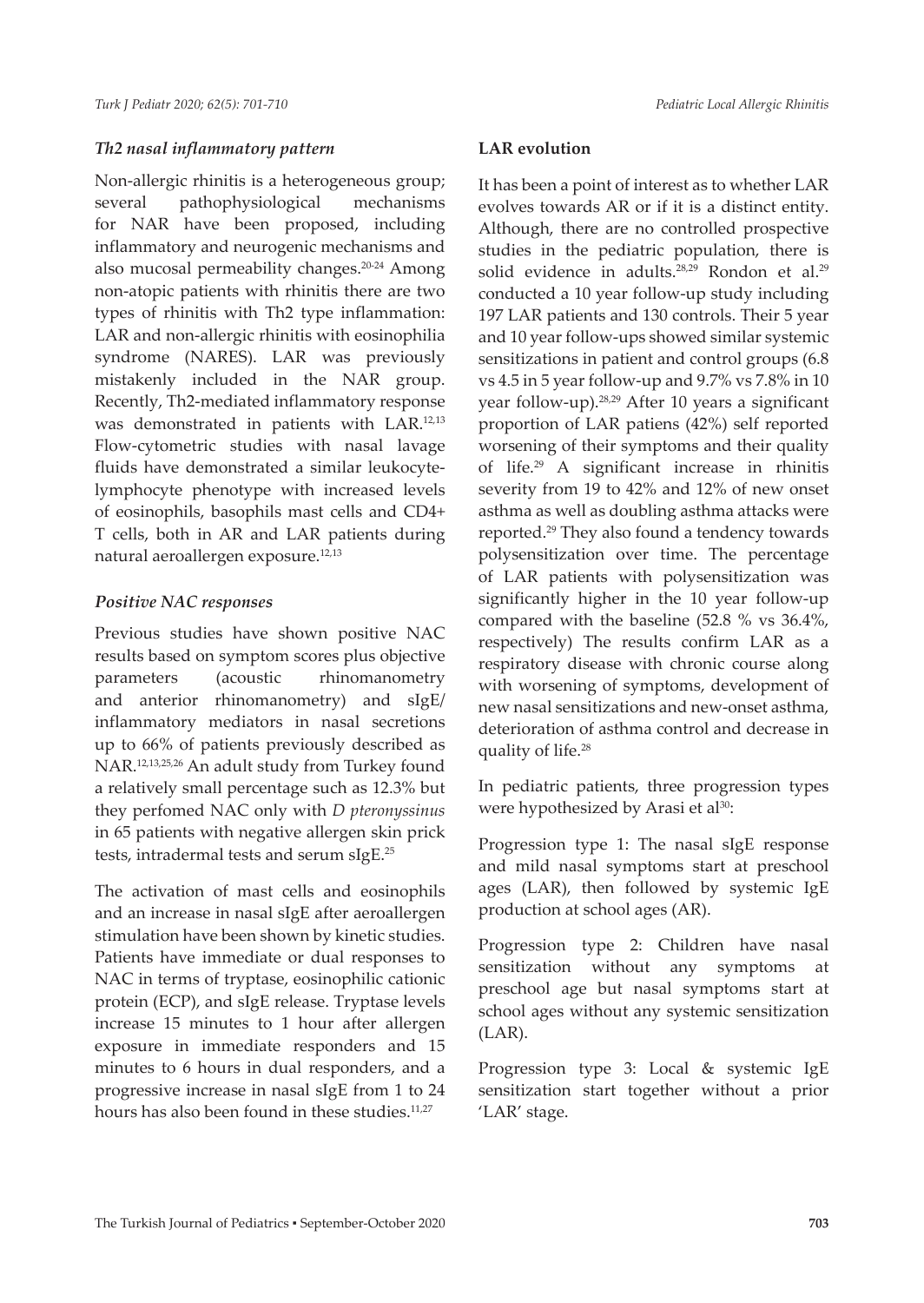### *Th2 nasal inflammatory pattern*

Non-allergic rhinitis is a heterogeneous group; several pathophysiological mechanisms for NAR have been proposed, including inflammatory and neurogenic mechanisms and also mucosal permeability changes.[20-24] Among non-atopic patients with rhinitis there are two types of rhinitis with Th2 type inflammation: LAR and non-allergic rhinitis with eosinophilia syndrome (NARES). LAR was previously mistakenly included in the NAR group. Recently, Th2-mediated inflammatory response was demonstrated in patients with LAR.[12,13] Flow-cytometric studies with nasal lavage fluids have demonstrated a similar leukocyte-lymphocyte phenotype with increased levels of eosinophils, basophils mast cells and CD4+ T cells, both in AR and LAR patients during natural aeroallergen exposure.[12,13]

### *Positive NAC responses*

Previous studies have shown positive NAC results based on symptom scores plus objective parameters (acoustic rhinomanometry and anterior rhinomanometry) and sIgE/ inflammatory mediators in nasal secretions up to 66% of patients previously described as NAR.[12,13,25,26] An adult study from Turkey found a relatively small percentage such as 12.3% but they perfomed NAC only with *D pteronyssinus* in 65 patients with negative allergen skin prick tests, intradermal tests and serum sIgE.[25]

The activation of mast cells and eosinophils and an increase in nasal sIgE after aeroallergen stimulation have been shown by kinetic studies. Patients have immediate or dual responses to NAC in terms of tryptase, eosinophilic cationic protein (ECP), and sIgE release. Tryptase levels increase 15 minutes to 1 hour after allergen exposure in immediate responders and 15 minutes to 6 hours in dual responders, and a progressive increase in nasal sIgE from 1 to 24 hours has also been found in these studies.[11,27]

### **LAR evolution**

It has been a point of interest as to whether LAR evolves towards AR or if it is a distinct entity. Although, there are no controlled prospective studies in the pediatric population, there is solid evidence in adults.[28,29] Rondon et al.[29] conducted a 10 year follow-up study including 197 LAR patients and 130 controls. Their 5 year and 10 year follow-ups showed similar systemic sensitizations in patient and control groups (6.8 vs 4.5 in 5 year follow-up and 9.7% vs 7.8% in 10 year follow-up).[28,29] After 10 years a significant proportion of LAR patiens (42%) self reported worsening of their symptoms and their quality of life.[29] A significant increase in rhinitis severity from 19 to 42% and 12% of new onset asthma as well as doubling asthma attacks were reported.[29] They also found a tendency towards polysensitization over time. The percentage of LAR patients with polysensitization was significantly higher in the 10 year follow-up compared with the baseline (52.8 % vs 36.4%, respectively) The results confirm LAR as a respiratory disease with chronic course along with worsening of symptoms, development of new nasal sensitizations and new-onset asthma, deterioration of asthma control and decrease in quality of life.[28]

In pediatric patients, three progression types were hypothesized by Arasi et al[30]:

Progression type 1: The nasal sIgE response and mild nasal symptoms start at preschool ages (LAR), then followed by systemic IgE production at school ages (AR).

Progression type 2: Children have nasal sensitization without any symptoms at preschool age but nasal symptoms start at school ages without any systemic sensitization (LAR).

Progression type 3: Local & systemic IgE sensitization start together without a prior 'LAR' stage.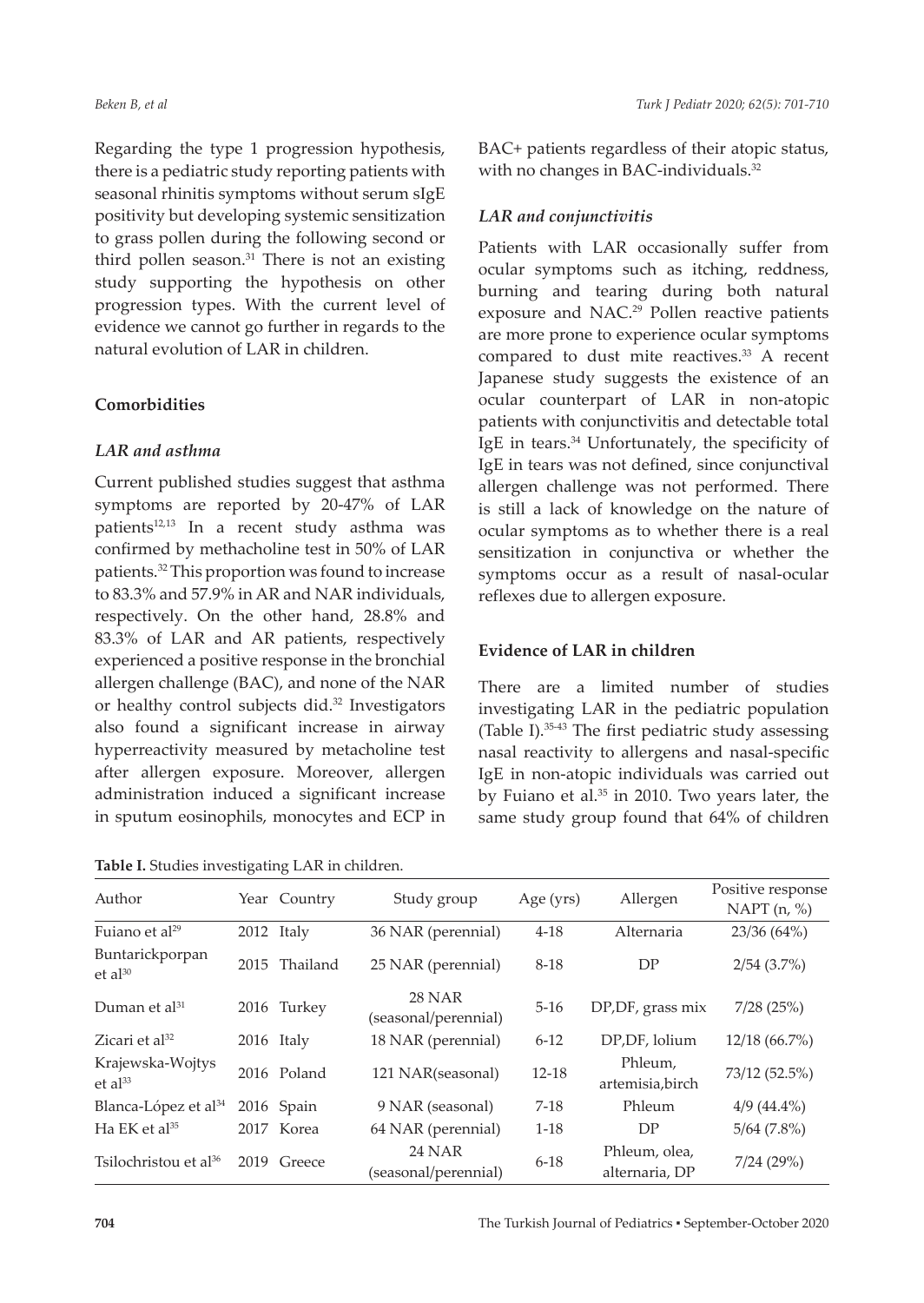Regarding the type 1 progression hypothesis, there is a pediatric study reporting patients with seasonal rhinitis symptoms without serum sIgE positivity but developing systemic sensitization to grass pollen during the following second or third pollen season.[31] There is not an existing study supporting the hypothesis on other progression types. With the current level of evidence we cannot go further in regards to the natural evolution of LAR in children.

## Comorbidities

### *LAR and asthma*

Current published studies suggest that asthma symptoms are reported by 20-47% of LAR patients[12,13] In a recent study asthma was confirmed by methacholine test in 50% of LAR patients.[32] This proportion was found to increase to 83.3% and 57.9% in AR and NAR individuals, respectively. On the other hand, 28.8% and 83.3% of LAR and AR patients, respectively experienced a positive response in the bronchial allergen challenge (BAC), and none of the NAR or healthy control subjects did.[32] Investigators also found a significant increase in airway hyperreactivity measured by metacholine test after allergen exposure. Moreover, allergen administration induced a significant increase in sputum eosinophils, monocytes and ECP in BAC+ patients regardless of their atopic status, with no changes in BAC-individuals.[32]

### *LAR and conjunctivitis*

Patients with LAR occasionally suffer from ocular symptoms such as itching, reddness, burning and tearing during both natural exposure and NAC.[29] Pollen reactive patients are more prone to experience ocular symptoms compared to dust mite reactives.[33] A recent Japanese study suggests the existence of an ocular counterpart of LAR in non-atopic patients with conjunctivitis and detectable total IgE in tears.[34] Unfortunately, the specificity of IgE in tears was not defined, since conjunctival allergen challenge was not performed. There is still a lack of knowledge on the nature of ocular symptoms as to whether there is a real sensitization in conjunctiva or whether the symptoms occur as a result of nasal-ocular reflexes due to allergen exposure.

## Evidence of LAR in children

There are a limited number of studies investigating LAR in the pediatric population (Table I).[35-43] The first pediatric study assessing nasal reactivity to allergens and nasal-specific IgE in non-atopic individuals was carried out by Fuiano et al.[35] in 2010. Two years later, the same study group found that 64% of children

**Table I.** Studies investigating LAR in children.

| Author | Year | Country | Study group | Age (yrs) | Allergen | Positive response NAPT (n, %) |
|---|---|---|---|---|---|---|
| Fuiano et al[29] | 2012 | Italy | 36 NAR (perennial) | 4-18 | Alternaria | 23/36 (64%) |
| Buntarickporpan et al[30] | 2015 | Thailand | 25 NAR (perennial) | 8-18 | DP | 2/54 (3.7%) |
| Duman et al[31] | 2016 | Turkey | 28 NAR (seasonal/perennial) | 5-16 | DP,DF, grass mix | 7/28 (25%) |
| Zicari et al[32] | 2016 | Italy | 18 NAR (perennial) | 6-12 | DP,DF, lolium | 12/18 (66.7%) |
| Krajewska-Wojtys et al[33] | 2016 | Poland | 121 NAR(seasonal) | 12-18 | Phleum, artemisia,birch | 73/12 (52.5%) |
| Blanca-López et al[34] | 2016 | Spain | 9 NAR (seasonal) | 7-18 | Phleum | 4/9 (44.4%) |
| Ha EK et al[35] | 2017 | Korea | 64 NAR (perennial) | 1-18 | DP | 5/64 (7.8%) |
| Tsilochristou et al[36] | 2019 | Greece | 24 NAR (seasonal/perennial) | 6-18 | Phleum, olea, alternaria, DP | 7/24 (29%) |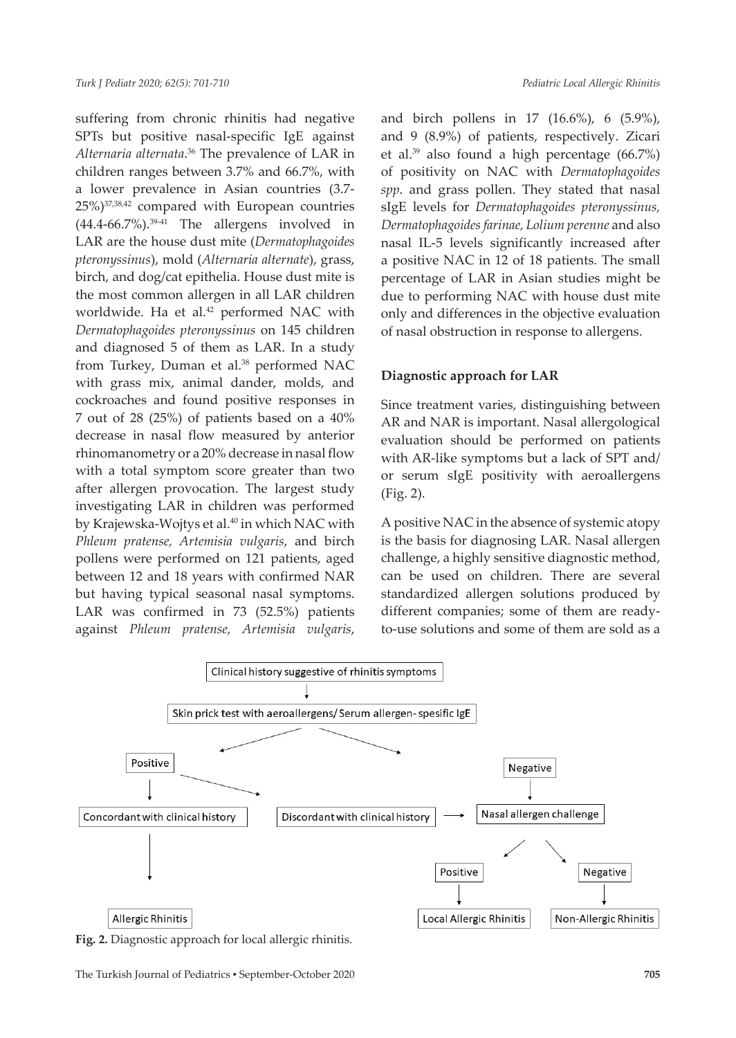suffering from chronic rhinitis had negative SPTs but positive nasal-specific IgE against *Alternaria alternata*.[36] The prevalence of LAR in children ranges between 3.7% and 66.7%, with a lower prevalence in Asian countries (3.7-25%)[37,38,42] compared with European countries (44.4-66.7%).[39-41] The allergens involved in LAR are the house dust mite (*Dermatophagoides pteronyssinus*), mold (*Alternaria alternate*), grass, birch, and dog/cat epithelia. House dust mite is the most common allergen in all LAR children worldwide. Ha et al.[42] performed NAC with *Dermatophagoides pteronyssinus* on 145 children and diagnosed 5 of them as LAR. In a study from Turkey, Duman et al.[38] performed NAC with grass mix, animal dander, molds, and cockroaches and found positive responses in 7 out of 28 (25%) of patients based on a 40% decrease in nasal flow measured by anterior rhinomanometry or a 20% decrease in nasal flow with a total symptom score greater than two after allergen provocation. The largest study investigating LAR in children was performed by Krajewska-Wojtys et al.[40] in which NAC with *Phleum pratense, Artemisia vulgaris*, and birch pollens were performed on 121 patients, aged between 12 and 18 years with confirmed NAR but having typical seasonal nasal symptoms. LAR was confirmed in 73 (52.5%) patients against *Phleum pratense, Artemisia vulgaris*, and birch pollens in 17 (16.6%), 6 (5.9%), and 9 (8.9%) of patients, respectively. Zicari et al.[39] also found a high percentage (66.7%) of positivity on NAC with *Dermatophagoides spp*. and grass pollen. They stated that nasal sIgE levels for *Dermatophagoides pteronyssinus, Dermatophagoides farinae, Lolium perenne* and also nasal IL-5 levels significantly increased after a positive NAC in 12 of 18 patients. The small percentage of LAR in Asian studies might be due to performing NAC with house dust mite only and differences in the objective evaluation of nasal obstruction in response to allergens.

## Diagnostic approach for LAR

Since treatment varies, distinguishing between AR and NAR is important. Nasal allergological evaluation should be performed on patients with AR-like symptoms but a lack of SPT and/or serum sIgE positivity with aeroallergens (Fig. 2).

A positive NAC in the absence of systemic atopy is the basis for diagnosing LAR. Nasal allergen challenge, a highly sensitive diagnostic method, can be used on children. There are several standardized allergen solutions produced by different companies; some of them are ready-to-use solutions and some of them are sold as a

**Fig. 2.** Diagnostic approach for local allergic rhinitis.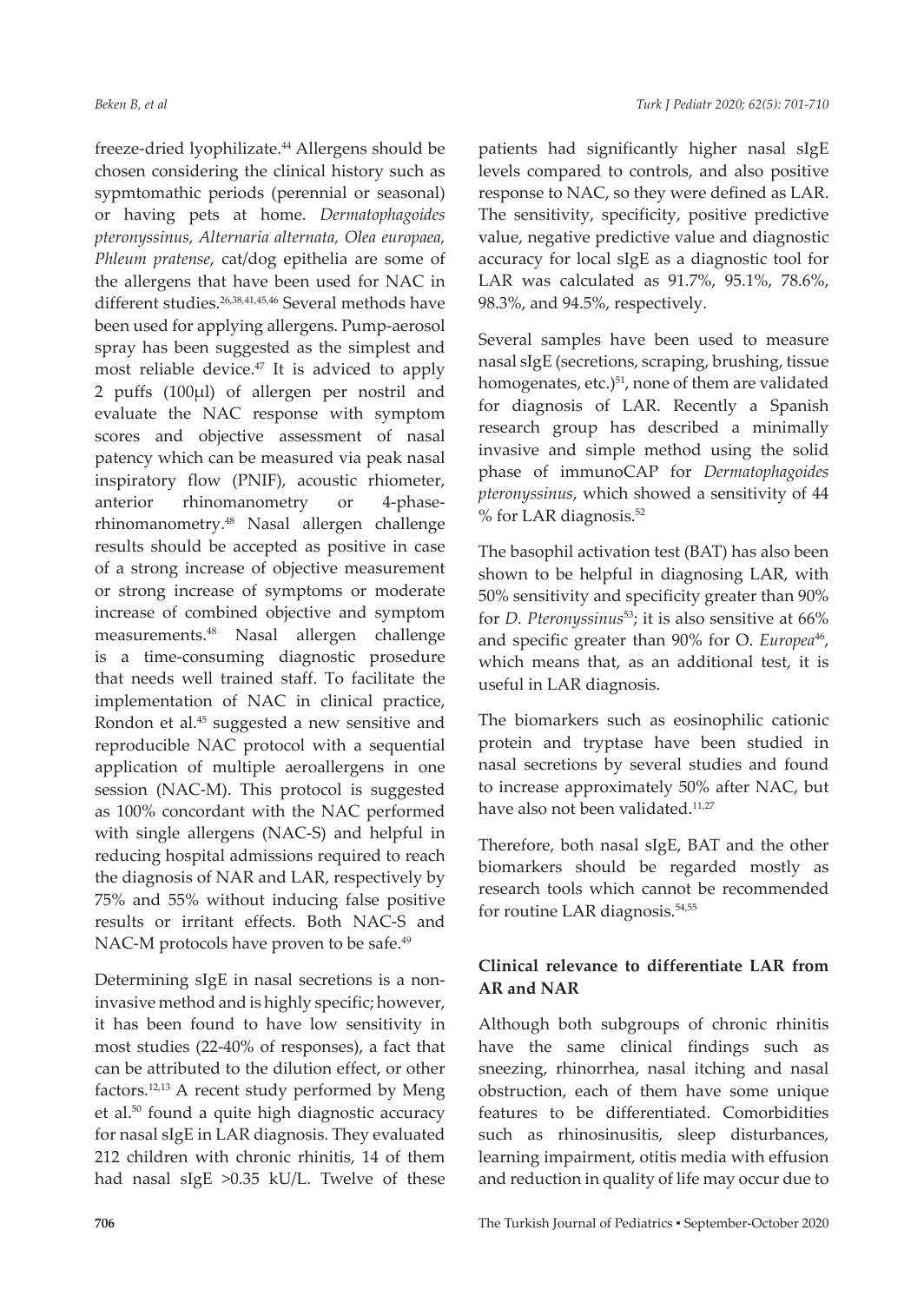freeze-dried lyophilizate.[44] Allergens should be chosen considering the clinical history such as sypmtomathic periods (perennial or seasonal) or having pets at home. *Dermatophagoides pteronyssinus, Alternaria alternata, Olea europaea, Phleum pratense*, cat/dog epithelia are some of the allergens that have been used for NAC in different studies.[26,38,41,45,46] Several methods have been used for applying allergens. Pump-aerosol spray has been suggested as the simplest and most reliable device.[47] It is adviced to apply 2 puffs (100μl) of allergen per nostril and evaluate the NAC response with symptom scores and objective assessment of nasal patency which can be measured via peak nasal inspiratory flow (PNIF), acoustic rhiometer, anterior rhinomanometry or 4-phase-rhinomanometry.[48] Nasal allergen challenge results should be accepted as positive in case of a strong increase of objective measurement or strong increase of symptoms or moderate increase of combined objective and symptom measurements.[48] Nasal allergen challenge is a time-consuming diagnostic prosedure that needs well trained staff. To facilitate the implementation of NAC in clinical practice, Rondon et al.[45] suggested a new sensitive and reproducible NAC protocol with a sequential application of multiple aeroallergens in one session (NAC-M). This protocol is suggested as 100% concordant with the NAC performed with single allergens (NAC-S) and helpful in reducing hospital admissions required to reach the diagnosis of NAR and LAR, respectively by 75% and 55% without inducing false positive results or irritant effects. Both NAC-S and NAC-M protocols have proven to be safe.[49]

Determining sIgE in nasal secretions is a non-invasive method and is highly specific; however, it has been found to have low sensitivity in most studies (22-40% of responses), a fact that can be attributed to the dilution effect, or other factors.[12,13] A recent study performed by Meng et al.[50] found a quite high diagnostic accuracy for nasal sIgE in LAR diagnosis. They evaluated 212 children with chronic rhinitis, 14 of them had nasal sIgE >0.35 kU/L. Twelve of these patients had significantly higher nasal sIgE levels compared to controls, and also positive response to NAC, so they were defined as LAR. The sensitivity, specificity, positive predictive value, negative predictive value and diagnostic accuracy for local sIgE as a diagnostic tool for LAR was calculated as 91.7%, 95.1%, 78.6%, 98.3%, and 94.5%, respectively.

Several samples have been used to measure nasal sIgE (secretions, scraping, brushing, tissue homogenates, etc.)[51], none of them are validated for diagnosis of LAR. Recently a Spanish research group has described a minimally invasive and simple method using the solid phase of immunoCAP for *Dermatophagoides pteronyssinus*, which showed a sensitivity of 44 % for LAR diagnosis.[52]

The basophil activation test (BAT) has also been shown to be helpful in diagnosing LAR, with 50% sensitivity and specificity greater than 90% for *D. Pteronyssinus*[53]; it is also sensitive at 66% and specific greater than 90% for O. *Europea*[46], which means that, as an additional test, it is useful in LAR diagnosis.

The biomarkers such as eosinophilic cationic protein and tryptase have been studied in nasal secretions by several studies and found to increase approximately 50% after NAC, but have also not been validated.[11,27]

Therefore, both nasal sIgE, BAT and the other biomarkers should be regarded mostly as research tools which cannot be recommended for routine LAR diagnosis.[54,55]

## Clinical relevance to differentiate LAR from AR and NAR

Although both subgroups of chronic rhinitis have the same clinical findings such as sneezing, rhinorrhea, nasal itching and nasal obstruction, each of them have some unique features to be differentiated. Comorbidities such as rhinosinusitis, sleep disturbances, learning impairment, otitis media with effusion and reduction in quality of life may occur due to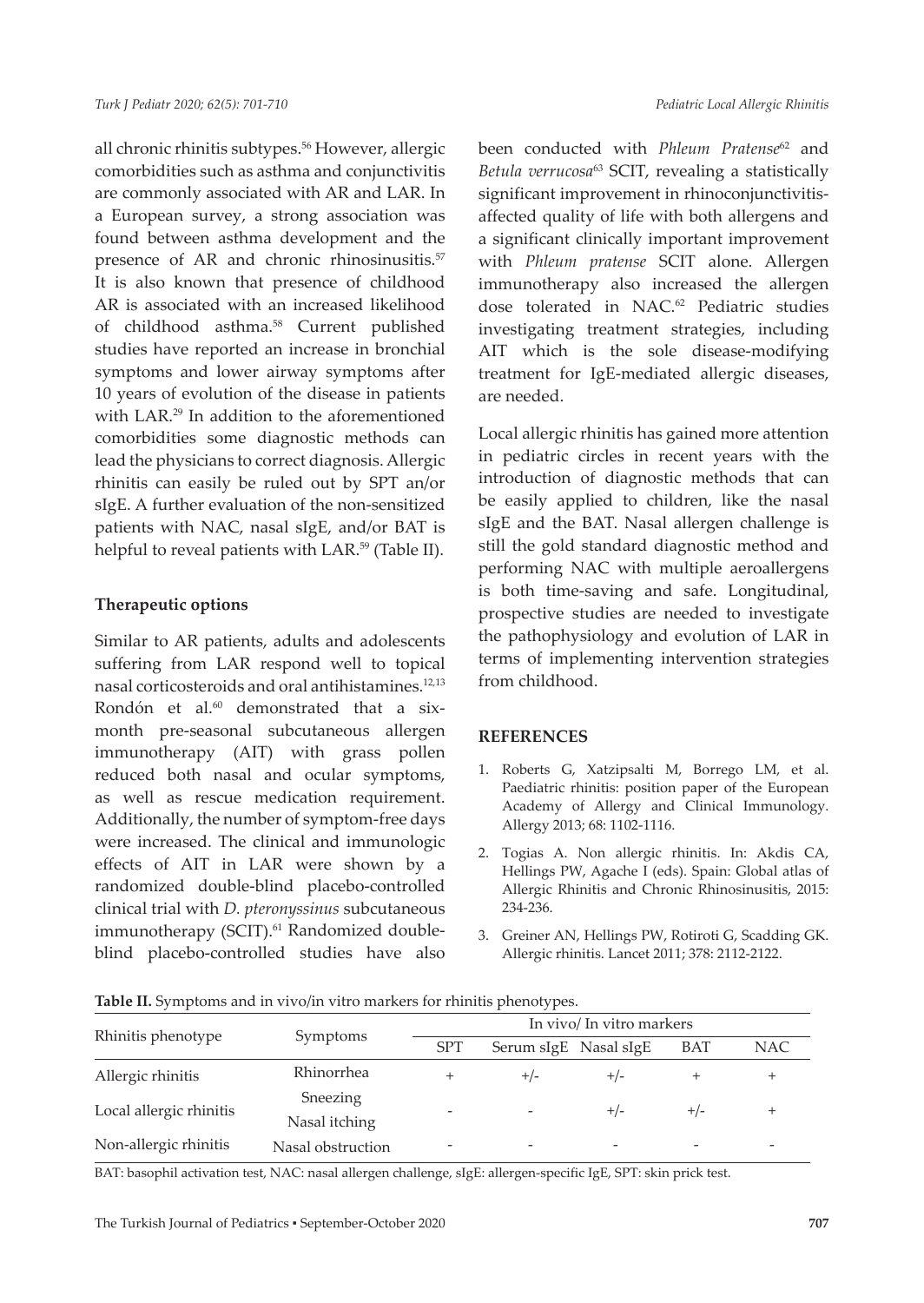all chronic rhinitis subtypes.[56] However, allergic comorbidities such as asthma and conjunctivitis are commonly associated with AR and LAR. In a European survey, a strong association was found between asthma development and the presence of AR and chronic rhinosinusitis.[57] It is also known that presence of childhood AR is associated with an increased likelihood of childhood asthma.[58] Current published studies have reported an increase in bronchial symptoms and lower airway symptoms after 10 years of evolution of the disease in patients with LAR.[29] In addition to the aforementioned comorbidities some diagnostic methods can lead the physicians to correct diagnosis. Allergic rhinitis can easily be ruled out by SPT an/or sIgE. A further evaluation of the non-sensitized patients with NAC, nasal sIgE, and/or BAT is helpful to reveal patients with LAR.[59] (Table II).

### Therapeutic options

Similar to AR patients, adults and adolescents suffering from LAR respond well to topical nasal corticosteroids and oral antihistamines.[12,13] Rondón et al.[60] demonstrated that a six-month pre-seasonal subcutaneous allergen immunotherapy (AIT) with grass pollen reduced both nasal and ocular symptoms, as well as rescue medication requirement. Additionally, the number of symptom-free days were increased. The clinical and immunologic effects of AIT in LAR were shown by a randomized double-blind placebo-controlled clinical trial with *D. pteronyssinus* subcutaneous immunotherapy (SCIT).[61] Randomized double-blind placebo-controlled studies have also been conducted with *Phleum Pratense*[62] and *Betula verrucosa*[63] SCIT, revealing a statistically significant improvement in rhinoconjunctivitis-affected quality of life with both allergens and a significant clinically important improvement with *Phleum pratense* SCIT alone. Allergen immunotherapy also increased the allergen dose tolerated in NAC.[62] Pediatric studies investigating treatment strategies, including AIT which is the sole disease-modifying treatment for IgE-mediated allergic diseases, are needed.

Local allergic rhinitis has gained more attention in pediatric circles in recent years with the introduction of diagnostic methods that can be easily applied to children, like the nasal sIgE and the BAT. Nasal allergen challenge is still the gold standard diagnostic method and performing NAC with multiple aeroallergens is both time-saving and safe. Longitudinal, prospective studies are needed to investigate the pathophysiology and evolution of LAR in terms of implementing intervention strategies from childhood.

## REFERENCES

1. Roberts G, Xatzipsalti M, Borrego LM, et al. Paediatric rhinitis: position paper of the European Academy of Allergy and Clinical Immunology. Allergy 2013; 68: 1102-1116.
2. Togias A. Non allergic rhinitis. In: Akdis CA, Hellings PW, Agache I (eds). Spain: Global atlas of Allergic Rhinitis and Chronic Rhinosinusitis, 2015: 234-236.
3. Greiner AN, Hellings PW, Rotiroti G, Scadding GK. Allergic rhinitis. Lancet 2011; 378: 2112-2122.

**Table II.** Symptoms and in vivo/in vitro markers for rhinitis phenotypes.

| Rhinitis phenotype | Symptoms | In vivo/ In vitro markers | | | | |
|---|---|---|---|---|---|---|
| | | SPT | Serum sIgE | Nasal sIgE | BAT | NAC |
| Allergic rhinitis | Rhinorrhea | + | +/- | +/- | + | + |
| Local allergic rhinitis | Sneezing<br>Nasal itching | - | - | +/- | +/- | + |
| Non-allergic rhinitis | Nasal obstruction | - | - | - | - | - |

BAT: basophil activation test, NAC: nasal allergen challenge, sIgE: allergen-specific IgE, SPT: skin prick test.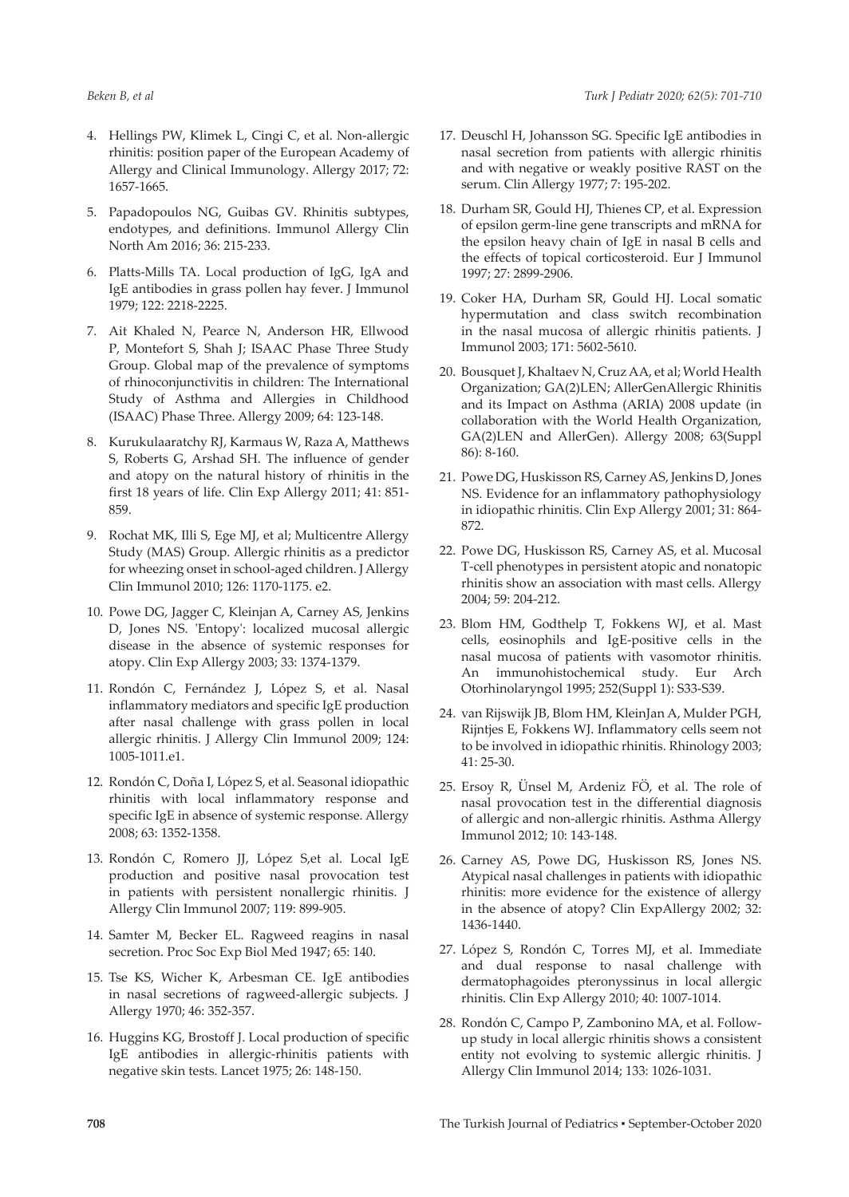4. Hellings PW, Klimek L, Cingi C, et al. Non-allergic rhinitis: position paper of the European Academy of Allergy and Clinical Immunology. Allergy 2017; 72: 1657-1665.
5. Papadopoulos NG, Guibas GV. Rhinitis subtypes, endotypes, and definitions. Immunol Allergy Clin North Am 2016; 36: 215-233.
6. Platts-Mills TA. Local production of IgG, IgA and IgE antibodies in grass pollen hay fever. J Immunol 1979; 122: 2218-2225.
7. Ait Khaled N, Pearce N, Anderson HR, Ellwood P, Montefort S, Shah J; ISAAC Phase Three Study Group. Global map of the prevalence of symptoms of rhinoconjunctivitis in children: The International Study of Asthma and Allergies in Childhood (ISAAC) Phase Three. Allergy 2009; 64: 123-148.
8. Kurukulaaratchy RJ, Karmaus W, Raza A, Matthews S, Roberts G, Arshad SH. The influence of gender and atopy on the natural history of rhinitis in the first 18 years of life. Clin Exp Allergy 2011; 41: 851-859.
9. Rochat MK, Illi S, Ege MJ, et al; Multicentre Allergy Study (MAS) Group. Allergic rhinitis as a predictor for wheezing onset in school-aged children. J Allergy Clin Immunol 2010; 126: 1170-1175. e2.
10. Powe DG, Jagger C, Kleinjan A, Carney AS, Jenkins D, Jones NS. 'Entopy': localized mucosal allergic disease in the absence of systemic responses for atopy. Clin Exp Allergy 2003; 33: 1374-1379.
11. Rondón C, Fernández J, López S, et al. Nasal inflammatory mediators and specific IgE production after nasal challenge with grass pollen in local allergic rhinitis. J Allergy Clin Immunol 2009; 124: 1005-1011.e1.
12. Rondón C, Doña I, López S, et al. Seasonal idiopathic rhinitis with local inflammatory response and specific IgE in absence of systemic response. Allergy 2008; 63: 1352-1358.
13. Rondón C, Romero JJ, López S,et al. Local IgE production and positive nasal provocation test in patients with persistent nonallergic rhinitis. J Allergy Clin Immunol 2007; 119: 899-905.
14. Samter M, Becker EL. Ragweed reagins in nasal secretion. Proc Soc Exp Biol Med 1947; 65: 140.
15. Tse KS, Wicher K, Arbesman CE. IgE antibodies in nasal secretions of ragweed-allergic subjects. J Allergy 1970; 46: 352-357.
16. Huggins KG, Brostoff J. Local production of specific IgE antibodies in allergic-rhinitis patients with negative skin tests. Lancet 1975; 26: 148-150.
17. Deuschl H, Johansson SG. Specific IgE antibodies in nasal secretion from patients with allergic rhinitis and with negative or weakly positive RAST on the serum. Clin Allergy 1977; 7: 195-202.
18. Durham SR, Gould HJ, Thienes CP, et al. Expression of epsilon germ-line gene transcripts and mRNA for the epsilon heavy chain of IgE in nasal B cells and the effects of topical corticosteroid. Eur J Immunol 1997; 27: 2899-2906.
19. Coker HA, Durham SR, Gould HJ. Local somatic hypermutation and class switch recombination in the nasal mucosa of allergic rhinitis patients. J Immunol 2003; 171: 5602-5610.
20. Bousquet J, Khaltaev N, Cruz AA, et al; World Health Organization; GA(2)LEN; AllerGenAllergic Rhinitis and its Impact on Asthma (ARIA) 2008 update (in collaboration with the World Health Organization, GA(2)LEN and AllerGen). Allergy 2008; 63(Suppl 86): 8-160.
21. Powe DG, Huskisson RS, Carney AS, Jenkins D, Jones NS. Evidence for an inflammatory pathophysiology in idiopathic rhinitis. Clin Exp Allergy 2001; 31: 864-872.
22. Powe DG, Huskisson RS, Carney AS, et al. Mucosal T-cell phenotypes in persistent atopic and nonatopic rhinitis show an association with mast cells. Allergy 2004; 59: 204-212.
23. Blom HM, Godthelp T, Fokkens WJ, et al. Mast cells, eosinophils and IgE-positive cells in the nasal mucosa of patients with vasomotor rhinitis. An immunohistochemical study. Eur Arch Otorhinolaryngol 1995; 252(Suppl 1): S33-S39.
24. van Rijswijk JB, Blom HM, KleinJan A, Mulder PGH, Rijntjes E, Fokkens WJ. Inflammatory cells seem not to be involved in idiopathic rhinitis. Rhinology 2003; 41: 25-30.
25. Ersoy R, Ünsel M, Ardeniz FÖ, et al. The role of nasal provocation test in the differential diagnosis of allergic and non-allergic rhinitis. Asthma Allergy Immunol 2012; 10: 143-148.
26. Carney AS, Powe DG, Huskisson RS, Jones NS. Atypical nasal challenges in patients with idiopathic rhinitis: more evidence for the existence of allergy in the absence of atopy? Clin ExpAllergy 2002; 32: 1436-1440.
27. López S, Rondón C, Torres MJ, et al. Immediate and dual response to nasal challenge with dermatophagoides pteronyssinus in local allergic rhinitis. Clin Exp Allergy 2010; 40: 1007-1014.
28. Rondón C, Campo P, Zambonino MA, et al. Follow-up study in local allergic rhinitis shows a consistent entity not evolving to systemic allergic rhinitis. J Allergy Clin Immunol 2014; 133: 1026-1031.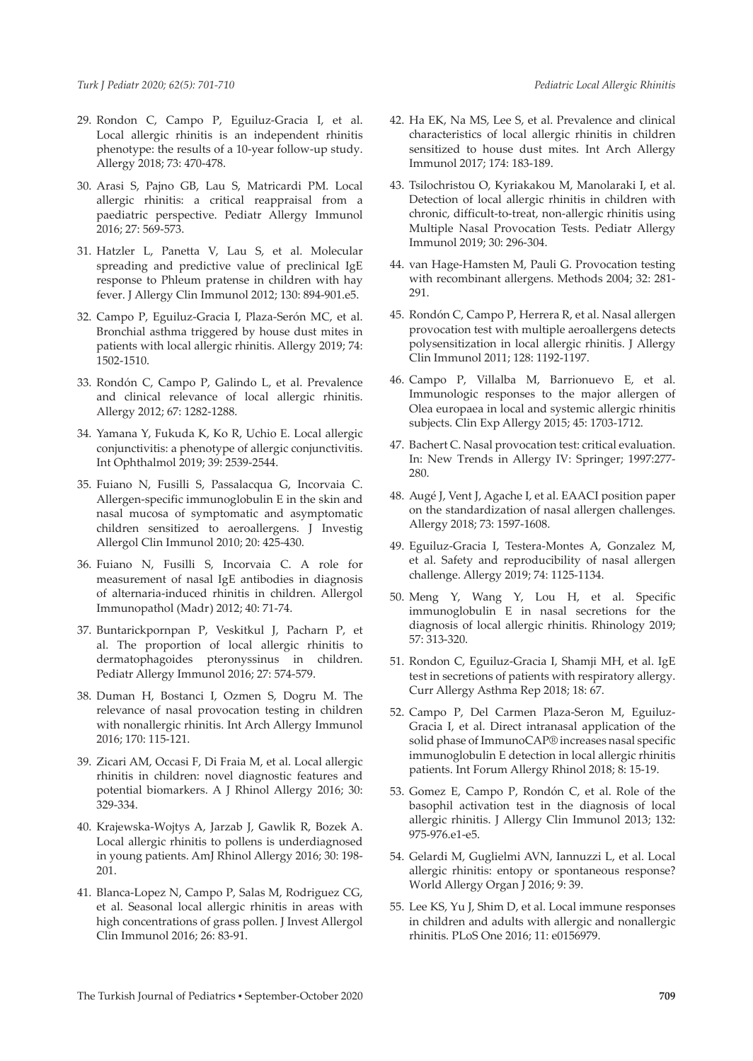29. Rondon C, Campo P, Eguiluz-Gracia I, et al. Local allergic rhinitis is an independent rhinitis phenotype: the results of a 10-year follow-up study. Allergy 2018; 73: 470-478.

30. Arasi S, Pajno GB, Lau S, Matricardi PM. Local allergic rhinitis: a critical reappraisal from a paediatric perspective. Pediatr Allergy Immunol 2016; 27: 569-573.

31. Hatzler L, Panetta V, Lau S, et al. Molecular spreading and predictive value of preclinical IgE response to Phleum pratense in children with hay fever. J Allergy Clin Immunol 2012; 130: 894-901.e5.

32. Campo P, Eguiluz-Gracia I, Plaza-Serón MC, et al. Bronchial asthma triggered by house dust mites in patients with local allergic rhinitis. Allergy 2019; 74: 1502-1510.

33. Rondón C, Campo P, Galindo L, et al. Prevalence and clinical relevance of local allergic rhinitis. Allergy 2012; 67: 1282-1288.

34. Yamana Y, Fukuda K, Ko R, Uchio E. Local allergic conjunctivitis: a phenotype of allergic conjunctivitis. Int Ophthalmol 2019; 39: 2539-2544.

35. Fuiano N, Fusilli S, Passalacqua G, Incorvaia C. Allergen-specific immunoglobulin E in the skin and nasal mucosa of symptomatic and asymptomatic children sensitized to aeroallergens. J Investig Allergol Clin Immunol 2010; 20: 425-430.

36. Fuiano N, Fusilli S, Incorvaia C. A role for measurement of nasal IgE antibodies in diagnosis of alternaria-induced rhinitis in children. Allergol Immunopathol (Madr) 2012; 40: 71-74.

37. Buntarickpornpan P, Veskitkul J, Pacharn P, et al. The proportion of local allergic rhinitis to dermatophagoides pteronyssinus in children. Pediatr Allergy Immunol 2016; 27: 574-579.

38. Duman H, Bostanci I, Ozmen S, Dogru M. The relevance of nasal provocation testing in children with nonallergic rhinitis. Int Arch Allergy Immunol 2016; 170: 115-121.

39. Zicari AM, Occasi F, Di Fraia M, et al. Local allergic rhinitis in children: novel diagnostic features and potential biomarkers. A J Rhinol Allergy 2016; 30: 329-334.

40. Krajewska-Wojtys A, Jarzab J, Gawlik R, Bozek A. Local allergic rhinitis to pollens is underdiagnosed in young patients. AmJ Rhinol Allergy 2016; 30: 198-201.

41. Blanca-Lopez N, Campo P, Salas M, Rodriguez CG, et al. Seasonal local allergic rhinitis in areas with high concentrations of grass pollen. J Invest Allergol Clin Immunol 2016; 26: 83-91.

42. Ha EK, Na MS, Lee S, et al. Prevalence and clinical characteristics of local allergic rhinitis in children sensitized to house dust mites. Int Arch Allergy Immunol 2017; 174: 183-189.

43. Tsilochristou O, Kyriakakou M, Manolaraki I, et al. Detection of local allergic rhinitis in children with chronic, difficult-to-treat, non-allergic rhinitis using Multiple Nasal Provocation Tests. Pediatr Allergy Immunol 2019; 30: 296-304.

44. van Hage-Hamsten M, Pauli G. Provocation testing with recombinant allergens. Methods 2004; 32: 281-291.

45. Rondón C, Campo P, Herrera R, et al. Nasal allergen provocation test with multiple aeroallergens detects polysensitization in local allergic rhinitis. J Allergy Clin Immunol 2011; 128: 1192-1197.

46. Campo P, Villalba M, Barrionuevo E, et al. Immunologic responses to the major allergen of Olea europaea in local and systemic allergic rhinitis subjects. Clin Exp Allergy 2015; 45: 1703-1712.

47. Bachert C. Nasal provocation test: critical evaluation. In: New Trends in Allergy IV: Springer; 1997:277-280.

48. Augé J, Vent J, Agache I, et al. EAACI position paper on the standardization of nasal allergen challenges. Allergy 2018; 73: 1597-1608.

49. Eguiluz-Gracia I, Testera-Montes A, Gonzalez M, et al. Safety and reproducibility of nasal allergen challenge. Allergy 2019; 74: 1125-1134.

50. Meng Y, Wang Y, Lou H, et al. Specific immunoglobulin E in nasal secretions for the diagnosis of local allergic rhinitis. Rhinology 2019; 57: 313-320.

51. Rondon C, Eguiluz-Gracia I, Shamji MH, et al. IgE test in secretions of patients with respiratory allergy. Curr Allergy Asthma Rep 2018; 18: 67.

52. Campo P, Del Carmen Plaza-Seron M, Eguiluz-Gracia I, et al. Direct intranasal application of the solid phase of ImmunoCAP® increases nasal specific immunoglobulin E detection in local allergic rhinitis patients. Int Forum Allergy Rhinol 2018; 8: 15-19.

53. Gomez E, Campo P, Rondón C, et al. Role of the basophil activation test in the diagnosis of local allergic rhinitis. J Allergy Clin Immunol 2013; 132: 975-976.e1-e5.

54. Gelardi M, Guglielmi AVN, Iannuzzi L, et al. Local allergic rhinitis: entopy or spontaneous response? World Allergy Organ J 2016; 9: 39.

55. Lee KS, Yu J, Shim D, et al. Local immune responses in children and adults with allergic and nonallergic rhinitis. PLoS One 2016; 11: e0156979.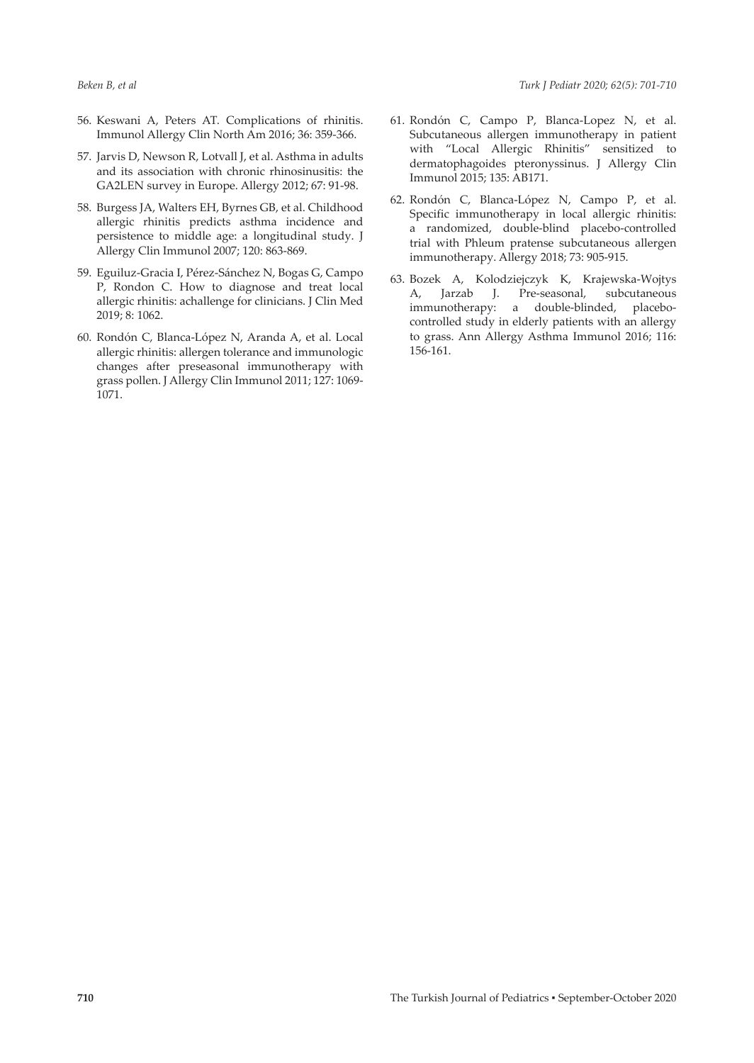56. Keswani A, Peters AT. Complications of rhinitis. Immunol Allergy Clin North Am 2016; 36: 359-366.
57. Jarvis D, Newson R, Lotvall J, et al. Asthma in adults and its association with chronic rhinosinusitis: the GA2LEN survey in Europe. Allergy 2012; 67: 91-98.
58. Burgess JA, Walters EH, Byrnes GB, et al. Childhood allergic rhinitis predicts asthma incidence and persistence to middle age: a longitudinal study. J Allergy Clin Immunol 2007; 120: 863-869.
59. Eguiluz-Gracia I, Pérez-Sánchez N, Bogas G, Campo P, Rondon C. How to diagnose and treat local allergic rhinitis: achallenge for clinicians. J Clin Med 2019; 8: 1062.
60. Rondón C, Blanca-López N, Aranda A, et al. Local allergic rhinitis: allergen tolerance and immunologic changes after preseasonal immunotherapy with grass pollen. J Allergy Clin Immunol 2011; 127: 1069-1071.
61. Rondón C, Campo P, Blanca-Lopez N, et al. Subcutaneous allergen immunotherapy in patient with "Local Allergic Rhinitis" sensitized to dermatophagoides pteronyssinus. J Allergy Clin Immunol 2015; 135: AB171.
62. Rondón C, Blanca-López N, Campo P, et al. Specific immunotherapy in local allergic rhinitis: a randomized, double-blind placebo-controlled trial with Phleum pratense subcutaneous allergen immunotherapy. Allergy 2018; 73: 905-915.
63. Bozek A, Kolodziejczyk K, Krajewska-Wojtys A, Jarzab J. Pre-seasonal, subcutaneous immunotherapy: a double-blinded, placebo-controlled study in elderly patients with an allergy to grass. Ann Allergy Asthma Immunol 2016; 116: 156-161.